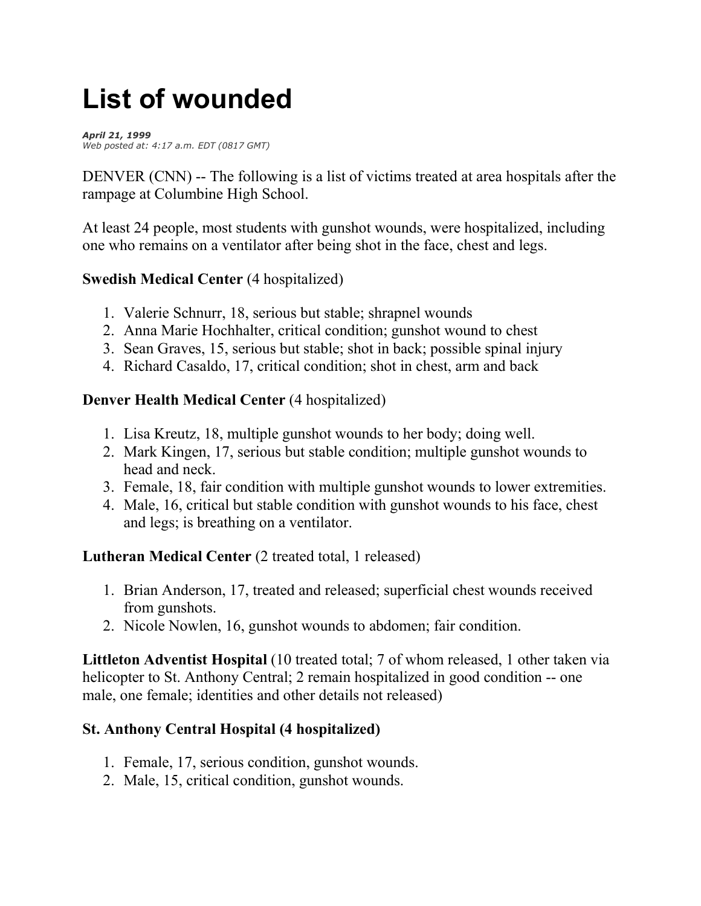# List of wounded

***April 21, 1999***
*Web posted at: 4:17 a.m. EDT (0817 GMT)*

DENVER (CNN) -- The following is a list of victims treated at area hospitals after the rampage at Columbine High School.

At least 24 people, most students with gunshot wounds, were hospitalized, including one who remains on a ventilator after being shot in the face, chest and legs.

**Swedish Medical Center** (4 hospitalized)

1. Valerie Schnurr, 18, serious but stable; shrapnel wounds
2. Anna Marie Hochhalter, critical condition; gunshot wound to chest
3. Sean Graves, 15, serious but stable; shot in back; possible spinal injury
4. Richard Casaldo, 17, critical condition; shot in chest, arm and back

**Denver Health Medical Center** (4 hospitalized)

1. Lisa Kreutz, 18, multiple gunshot wounds to her body; doing well.
2. Mark Kingen, 17, serious but stable condition; multiple gunshot wounds to head and neck.
3. Female, 18, fair condition with multiple gunshot wounds to lower extremities.
4. Male, 16, critical but stable condition with gunshot wounds to his face, chest and legs; is breathing on a ventilator.

**Lutheran Medical Center** (2 treated total, 1 released)

1. Brian Anderson, 17, treated and released; superficial chest wounds received from gunshots.
2. Nicole Nowlen, 16, gunshot wounds to abdomen; fair condition.

**Littleton Adventist Hospital** (10 treated total; 7 of whom released, 1 other taken via helicopter to St. Anthony Central; 2 remain hospitalized in good condition -- one male, one female; identities and other details not released)

**St. Anthony Central Hospital (4 hospitalized)**

1. Female, 17, serious condition, gunshot wounds.
2. Male, 15, critical condition, gunshot wounds.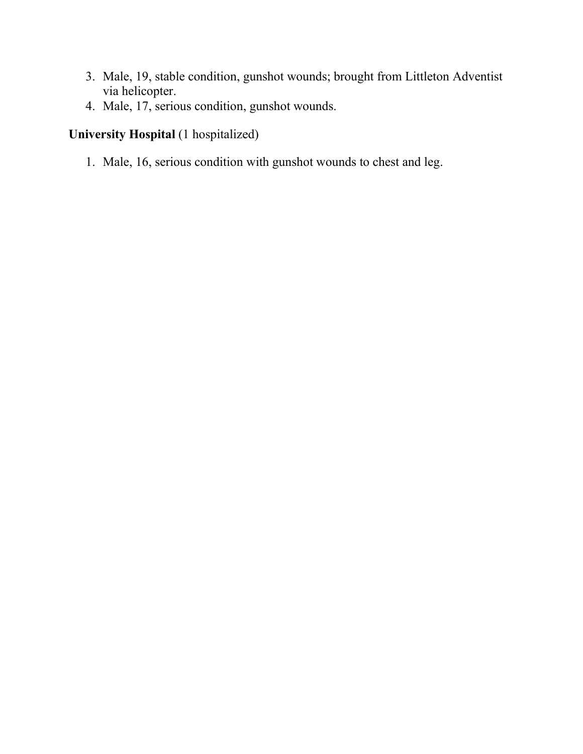3. Male, 19, stable condition, gunshot wounds; brought from Littleton Adventist via helicopter.
4. Male, 17, serious condition, gunshot wounds.

**University Hospital** (1 hospitalized)

1. Male, 16, serious condition with gunshot wounds to chest and leg.